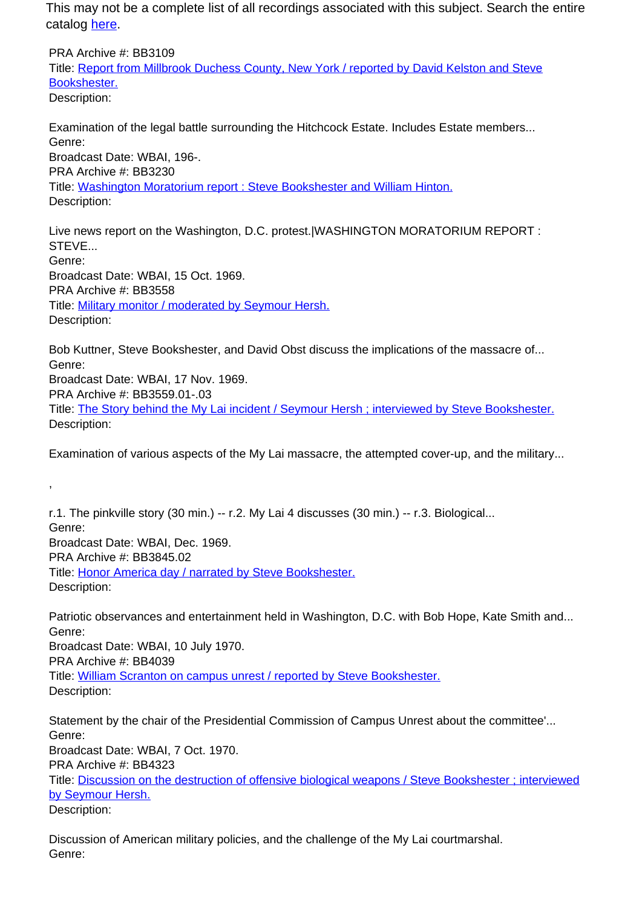This may not be a complete list of all recordings associated with this subject. Search the entire catalog [here](here).

PRA Archive #: BB3109
Title: [Report from Millbrook Duchess County, New York / reported by David Kelston and Steve Bookshester.]()
Description:

Examination of the legal battle surrounding the Hitchcock Estate. Includes Estate members...
Genre:
Broadcast Date: WBAI, 196-.
PRA Archive #: BB3230
Title: [Washington Moratorium report : Steve Bookshester and William Hinton.]()
Description:

Live news report on the Washington, D.C. protest.|WASHINGTON MORATORIUM REPORT : STEVE...
Genre:
Broadcast Date: WBAI, 15 Oct. 1969.
PRA Archive #: BB3558
Title: [Military monitor / moderated by Seymour Hersh.]()
Description:

Bob Kuttner, Steve Bookshester, and David Obst discuss the implications of the massacre of...
Genre:
Broadcast Date: WBAI, 17 Nov. 1969.
PRA Archive #: BB3559.01-.03
Title: [The Story behind the My Lai incident / Seymour Hersh ; interviewed by Steve Bookshester.]()
Description:

Examination of various aspects of the My Lai massacre, the attempted cover-up, and the military...

,

r.1. The pinkville story (30 min.) -- r.2. My Lai 4 discusses (30 min.) -- r.3. Biological...
Genre:
Broadcast Date: WBAI, Dec. 1969.
PRA Archive #: BB3845.02
Title: [Honor America day / narrated by Steve Bookshester.]()
Description:

Patriotic observances and entertainment held in Washington, D.C. with Bob Hope, Kate Smith and...
Genre:
Broadcast Date: WBAI, 10 July 1970.
PRA Archive #: BB4039
Title: [William Scranton on campus unrest / reported by Steve Bookshester.]()
Description:

Statement by the chair of the Presidential Commission of Campus Unrest about the committee'...
Genre:
Broadcast Date: WBAI, 7 Oct. 1970.
PRA Archive #: BB4323
Title: [Discussion on the destruction of offensive biological weapons / Steve Bookshester ; interviewed by Seymour Hersh.]()
Description:

Discussion of American military policies, and the challenge of the My Lai courtmarshal.
Genre: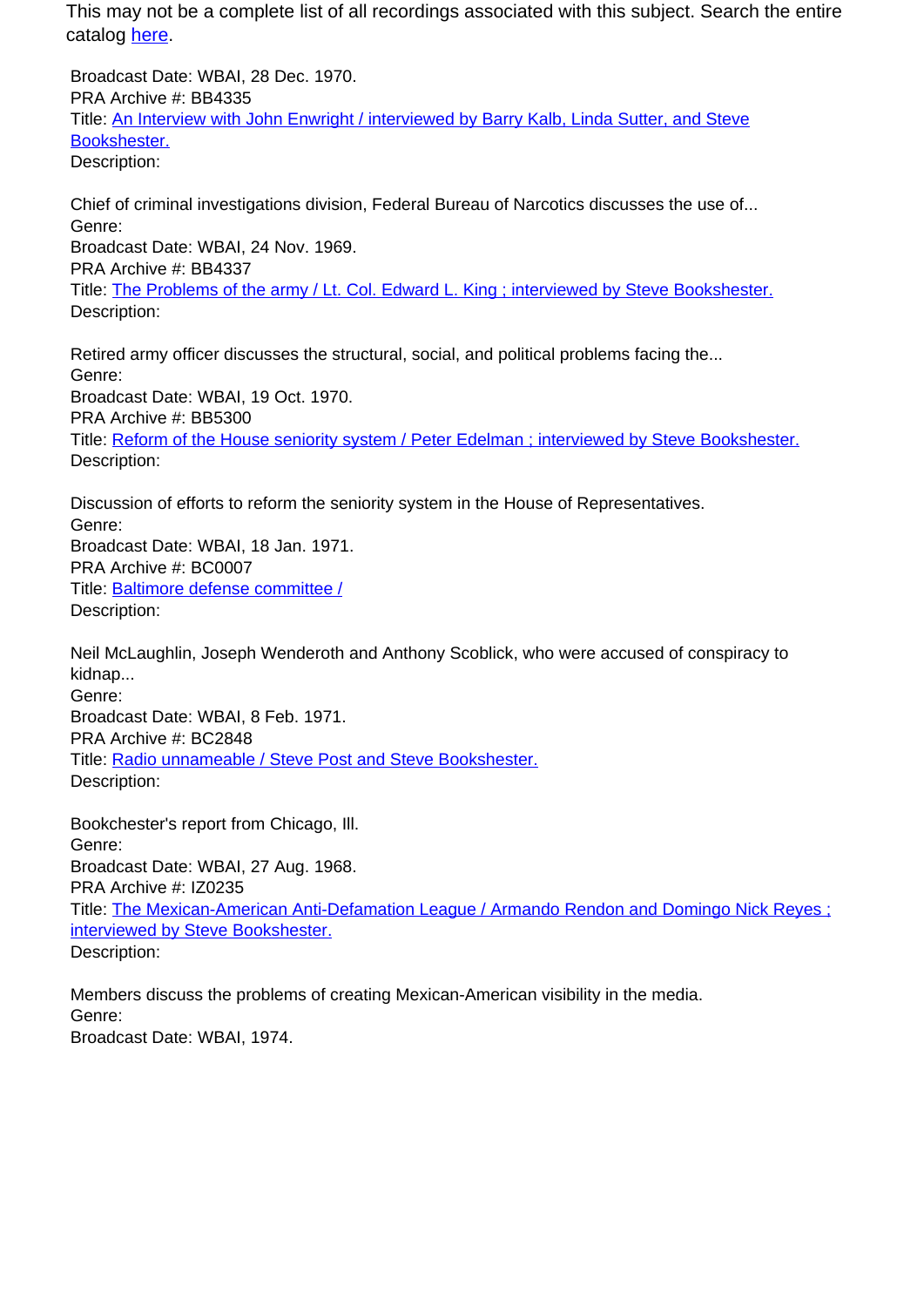This may not be a complete list of all recordings associated with this subject. Search the entire catalog [here](#).

Broadcast Date: WBAI, 28 Dec. 1970.
PRA Archive #: BB4335
Title: [An Interview with John Enwright / interviewed by Barry Kalb, Linda Sutter, and Steve Bookshester.](#)
Description:

Chief of criminal investigations division, Federal Bureau of Narcotics discusses the use of...
Genre:
Broadcast Date: WBAI, 24 Nov. 1969.
PRA Archive #: BB4337
Title: [The Problems of the army / Lt. Col. Edward L. King ; interviewed by Steve Bookshester.](#)
Description:

Retired army officer discusses the structural, social, and political problems facing the...
Genre:
Broadcast Date: WBAI, 19 Oct. 1970.
PRA Archive #: BB5300
Title: [Reform of the House seniority system / Peter Edelman ; interviewed by Steve Bookshester.](#)
Description:

Discussion of efforts to reform the seniority system in the House of Representatives.
Genre:
Broadcast Date: WBAI, 18 Jan. 1971.
PRA Archive #: BC0007
Title: [Baltimore defense committee /](#)
Description:

Neil McLaughlin, Joseph Wenderoth and Anthony Scoblick, who were accused of conspiracy to kidnap...
Genre:
Broadcast Date: WBAI, 8 Feb. 1971.
PRA Archive #: BC2848
Title: [Radio unnameable / Steve Post and Steve Bookshester.](#)
Description:

Bookchester's report from Chicago, Ill.
Genre:
Broadcast Date: WBAI, 27 Aug. 1968.
PRA Archive #: IZ0235
Title: [The Mexican-American Anti-Defamation League / Armando Rendon and Domingo Nick Reyes ; interviewed by Steve Bookshester.](#)
Description:

Members discuss the problems of creating Mexican-American visibility in the media.
Genre:
Broadcast Date: WBAI, 1974.